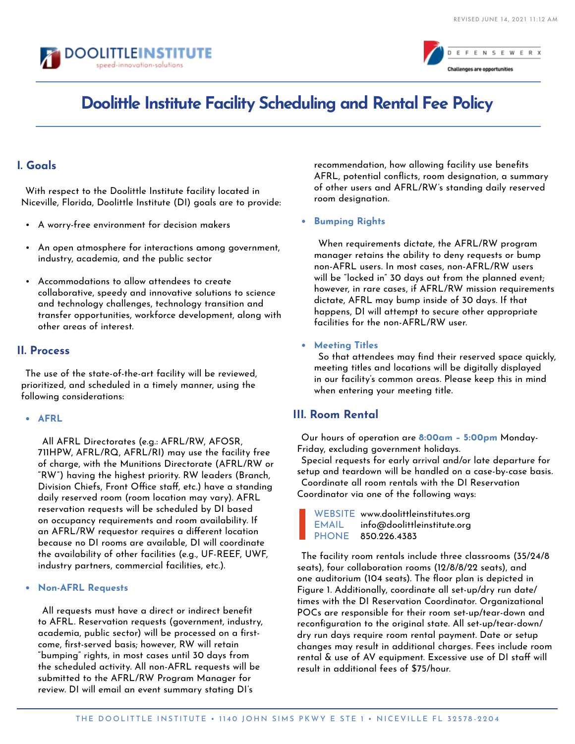# Doolittle Institute Facility Scheduling and Rental Fee Policy

## I. Goals

With respect to the Doolittle Institute facility located in Niceville, Florida, Doolittle Institute (DI) goals are to provide:

- A worry-free environment for decision makers
- An open atmosphere for interactions among government, industry, academia, and the public sector
- Accommodations to allow attendees to create collaborative, speedy and innovative solutions to science and technology challenges, technology transition and transfer opportunities, workforce development, along with other areas of interest.

## II. Process

The use of the state-of-the-art facility will be reviewed, prioritized, and scheduled in a timely manner, using the following considerations:

- **AFRL**

  All AFRL Directorates (e.g.: AFRL/RW, AFOSR, 711HPW, AFRL/RQ, AFRL/RI) may use the facility free of charge, with the Munitions Directorate (AFRL/RW or "RW") having the highest priority. RW leaders (Branch, Division Chiefs, Front Office staff, etc.) have a standing daily reserved room (room location may vary). AFRL reservation requests will be scheduled by DI based on occupancy requirements and room availability. If an AFRL/RW requestor requires a different location because no DI rooms are available, DI will coordinate the availability of other facilities (e.g., UF-REEF, UWF, industry partners, commercial facilities, etc.).

- **Non-AFRL Requests**

  All requests must have a direct or indirect benefit to AFRL. Reservation requests (government, industry, academia, public sector) will be processed on a first-come, first-served basis; however, RW will retain "bumping" rights, in most cases until 30 days from the scheduled activity. All non-AFRL requests will be submitted to the AFRL/RW Program Manager for review. DI will email an event summary stating DI's recommendation, how allowing facility use benefits AFRL, potential conflicts, room designation, a summary of other users and AFRL/RW's standing daily reserved room designation.

- **Bumping Rights**

  When requirements dictate, the AFRL/RW program manager retains the ability to deny requests or bump non-AFRL users. In most cases, non-AFRL/RW users will be "locked in" 30 days out from the planned event; however, in rare cases, if AFRL/RW mission requirements dictate, AFRL may bump inside of 30 days. If that happens, DI will attempt to secure other appropriate facilities for the non-AFRL/RW user.

- **Meeting Titles**

  So that attendees may find their reserved space quickly, meeting titles and locations will be digitally displayed in our facility's common areas. Please keep this in mind when entering your meeting title.

## III. Room Rental

Our hours of operation are **8:00am – 5:00pm** Monday-Friday, excluding government holidays.
Special requests for early arrival and/or late departure for setup and teardown will be handled on a case-by-case basis.
Coordinate all room rentals with the DI Reservation Coordinator via one of the following ways:

WEBSITE www.doolittleinstitutes.org
EMAIL info@doolittleinstitute.org
PHONE 850.226.4383

The facility room rentals include three classrooms (35/24/8 seats), four collaboration rooms (12/8/8/22 seats), and one auditorium (104 seats). The floor plan is depicted in Figure 1. Additionally, coordinate all set-up/dry run date/times with the DI Reservation Coordinator. Organizational POCs are responsible for their room set-up/tear-down and reconfiguration to the original state. All set-up/tear-down/dry run days require room rental payment. Date or setup changes may result in additional charges. Fees include room rental & use of AV equipment. Excessive use of DI staff will result in additional fees of $75/hour.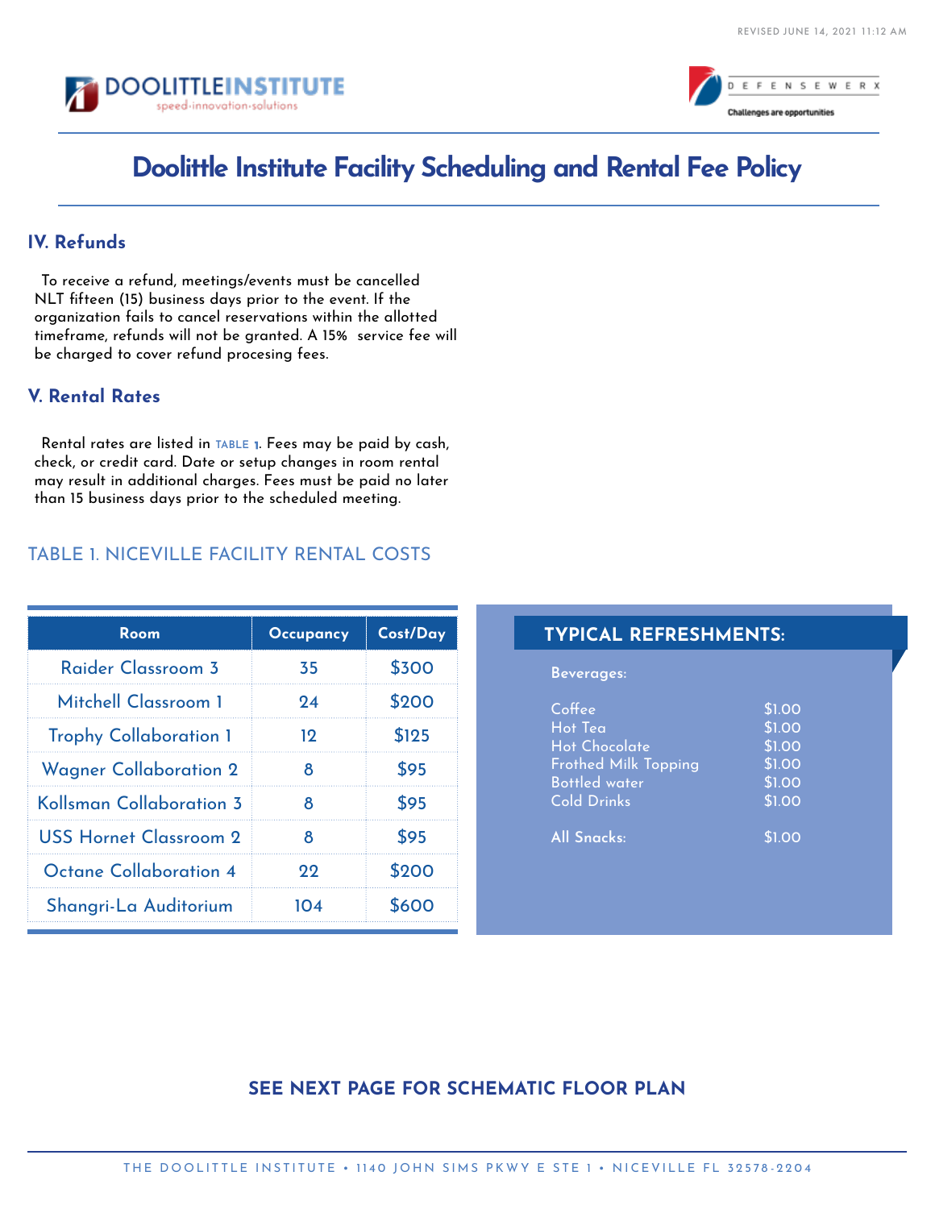# Doolittle Institute Facility Scheduling and Rental Fee Policy

## IV. Refunds

To receive a refund, meetings/events must be cancelled NLT fifteen (15) business days prior to the event. If the organization fails to cancel reservations within the allotted timeframe, refunds will not be granted. A 15% service fee will be charged to cover refund procesing fees.

## V. Rental Rates

Rental rates are listed in TABLE 1. Fees may be paid by cash, check, or credit card. Date or setup changes in room rental may result in additional charges. Fees must be paid no later than 15 business days prior to the scheduled meeting.

### TABLE 1. NICEVILLE FACILITY RENTAL COSTS

| Room | Occupancy | Cost/Day |
|---|---|---|
| Raider Classroom 3 | 35 | $300 |
| Mitchell Classroom 1 | 24 | $200 |
| Trophy Collaboration 1 | 12 | $125 |
| Wagner Collaboration 2 | 8 | $95 |
| Kollsman Collaboration 3 | 8 | $95 |
| USS Hornet Classroom 2 | 8 | $95 |
| Octane Collaboration 4 | 22 | $200 |
| Shangri-La Auditorium | 104 | $600 |

### TYPICAL REFRESHMENTS:

**Beverages:**

| Item | Price |
|---|---|
| Coffee | $1.00 |
| Hot Tea | $1.00 |
| Hot Chocolate | $1.00 |
| Frothed Milk Topping | $1.00 |
| Bottled water | $1.00 |
| Cold Drinks | $1.00 |
| All Snacks: | $1.00 |

**SEE NEXT PAGE FOR SCHEMATIC FLOOR PLAN**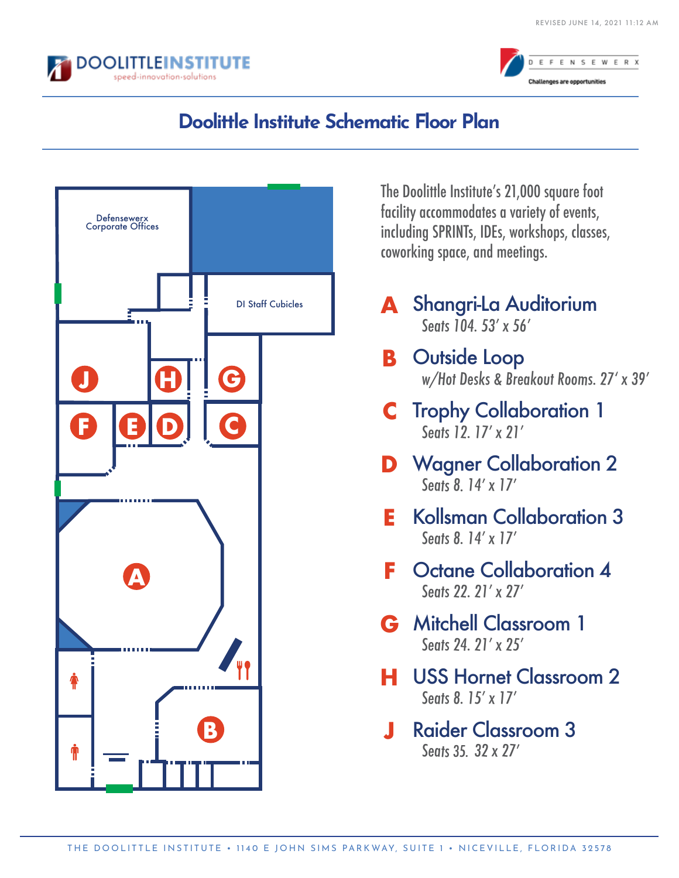REVISED JUNE 14, 2021 11:12 AM

DOOLITTLEINSTITUTE
speed·innovation·solutions

DEFENSEWERX
Challenges are opportunities

# Doolittle Institute Schematic Floor Plan

Defensewerx Corporate Offices

DI Staff Cubicles

The Doolittle Institute's 21,000 square foot facility accommodates a variety of events, including SPRINTs, IDEs, workshops, classes, coworking space, and meetings.

**A** Shangri-La Auditorium
*Seats 104. 53′ x 56′*

**B** Outside Loop
*w/Hot Desks & Breakout Rooms. 27′ x 39′*

**C** Trophy Collaboration 1
*Seats 12. 17′ x 21′*

**D** Wagner Collaboration 2
*Seats 8. 14′ x 17′*

**E** Kollsman Collaboration 3
*Seats 8. 14′ x 17′*

**F** Octane Collaboration 4
*Seats 22. 21′ x 27′*

**G** Mitchell Classroom 1
*Seats 24. 21′ x 25′*

**H** USS Hornet Classroom 2
*Seats 8. 15′ x 17′*

**J** Raider Classroom 3
*Seats 35. 32 x 27′*

THE DOOLITTLE INSTITUTE • 1140 E JOHN SIMS PARKWAY, SUITE 1 • NICEVILLE, FLORIDA 32578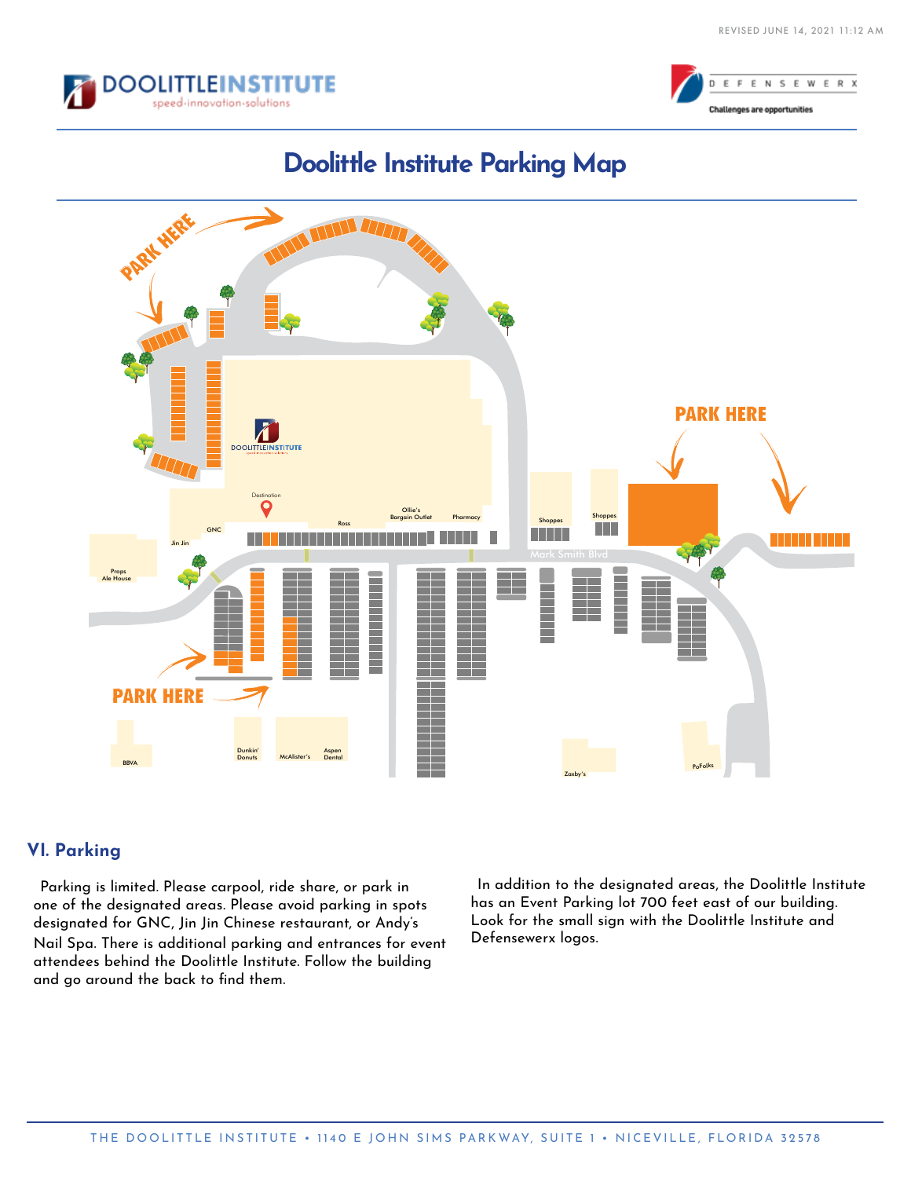REVISED JUNE 14, 2021 11:12 AM

DOOLITTLEINSTITUTE
speed·innovation·solutions

DEFENSEWERX
Challenges are opportunities

# Doolittle Institute Parking Map

PARK HERE

PARK HERE

PARK HERE

DOOLITTLEINSTITUTE

Destination

Ollie's Bargain Outlet

Pharmacy

Ross

GNC

Jin Jin

Props Ale House

Shoppes

Shoppes

Mark Smith Blvd

BBVA

Dunkin' Donuts

McAlister's

Aspen Dental

Zaxby's

PoFolks

## VI. Parking

Parking is limited. Please carpool, ride share, or park in one of the designated areas. Please avoid parking in spots designated for GNC, Jin Jin Chinese restaurant, or Andy's Nail Spa. There is additional parking and entrances for event attendees behind the Doolittle Institute. Follow the building and go around the back to find them.

In addition to the designated areas, the Doolittle Institute has an Event Parking lot 700 feet east of our building. Look for the small sign with the Doolittle Institute and Defensewerx logos.

THE DOOLITTLE INSTITUTE • 1140 E JOHN SIMS PARKWAY, SUITE 1 • NICEVILLE, FLORIDA 32578